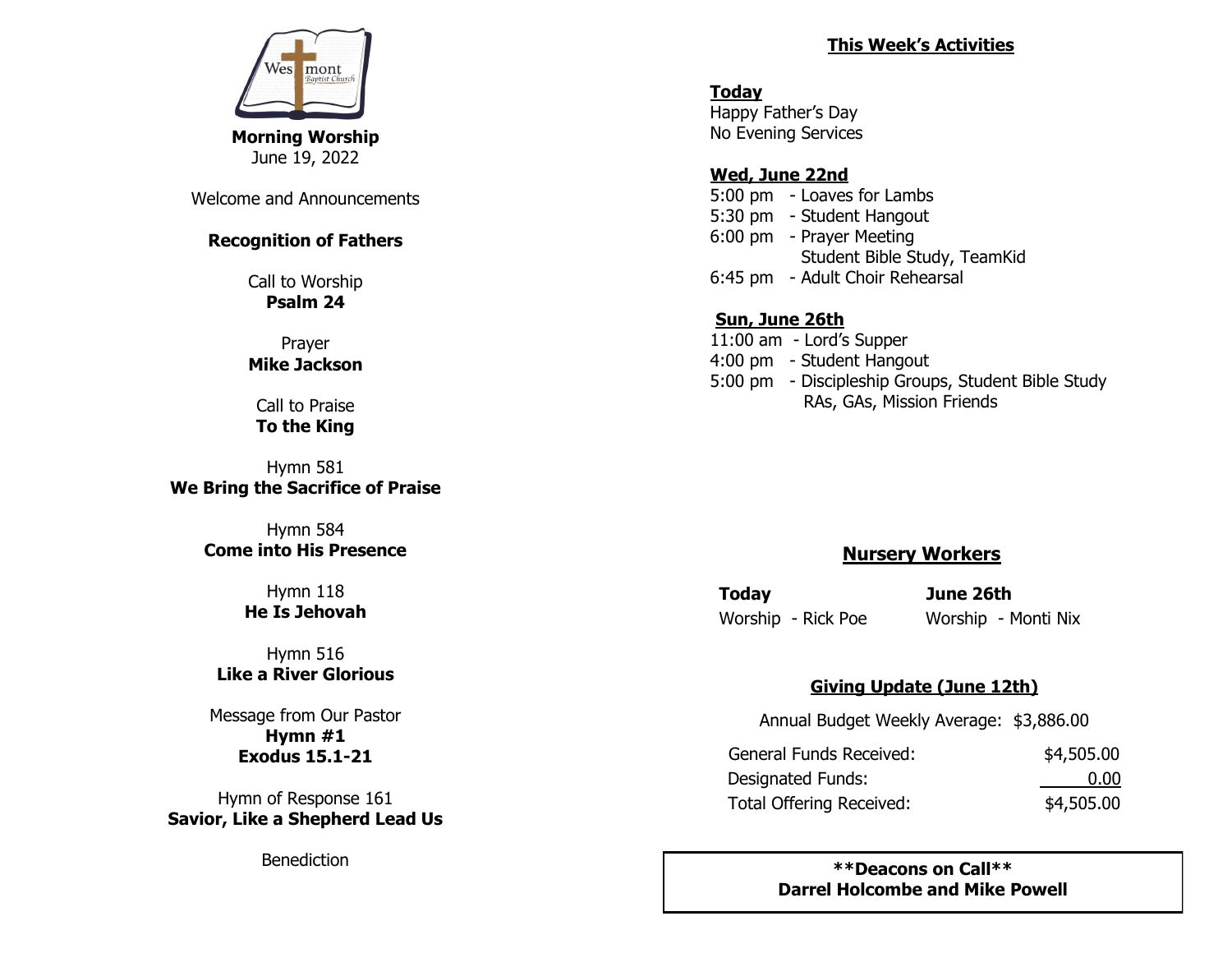Westmont Baptist Church

**Morning Worship**
June 19, 2022

Welcome and Announcements

**Recognition of Fathers**

Call to Worship
**Psalm 24**

Prayer
**Mike Jackson**

Call to Praise
**To the King**

Hymn 581
**We Bring the Sacrifice of Praise**

Hymn 584
**Come into His Presence**

Hymn 118
**He Is Jehovah**

Hymn 516
**Like a River Glorious**

Message from Our Pastor
**Hymn #1**
**Exodus 15.1-21**

Hymn of Response 161
**Savior, Like a Shepherd Lead Us**

Benediction

## This Week's Activities

**Today**
Happy Father's Day
No Evening Services

**Wed, June 22nd**
5:00 pm - Loaves for Lambs
5:30 pm - Student Hangout
6:00 pm - Prayer Meeting
Student Bible Study, TeamKid
6:45 pm - Adult Choir Rehearsal

**Sun, June 26th**
11:00 am - Lord's Supper
4:00 pm - Student Hangout
5:00 pm - Discipleship Groups, Student Bible Study
RAs, GAs, Mission Friends

## Nursery Workers

| **Today** | **June 26th** |
| --- | --- |
| Worship - Rick Poe | Worship - Monti Nix |

## Giving Update (June 12th)

Annual Budget Weekly Average: $3,886.00

| | |
| --- | --- |
| General Funds Received: | $4,505.00 |
| Designated Funds: | 0.00 |
| Total Offering Received: | $4,505.00 |

**\*\*Deacons on Call\*\***
**Darrel Holcombe and Mike Powell**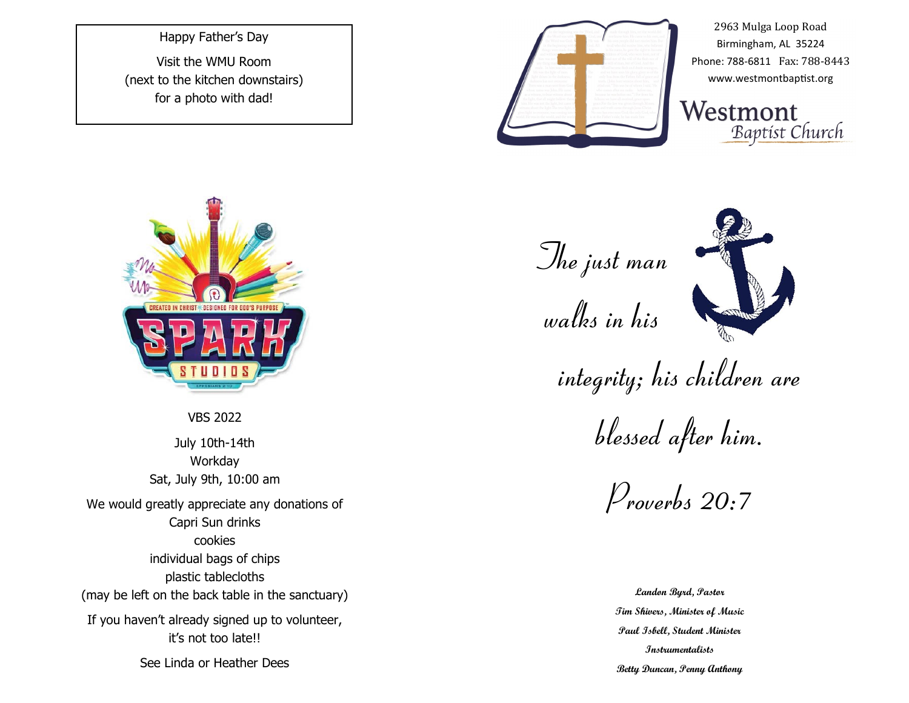Happy Father's Day

Visit the WMU Room
(next to the kitchen downstairs)
for a photo with dad!

CREATED IN CHRIST ✳ DESIGNED FOR GOD'S PURPOSE

SPARK STUDIOS

EPHESIANS 2:10

VBS 2022

July 10th-14th
Workday
Sat, July 9th, 10:00 am

We would greatly appreciate any donations of
Capri Sun drinks
cookies
individual bags of chips
plastic tablecloths
(may be left on the back table in the sanctuary)

If you haven't already signed up to volunteer,
it's not too late!!

See Linda or Heather Dees

2963 Mulga Loop Road
Birmingham, AL 35224
Phone: 788-6811 Fax: 788-8443
www.westmontbaptist.org

# Westmont Baptist Church

*The just man walks in his integrity; his children are blessed after him.*

*Proverbs 20:7*

**Landon Byrd, Pastor**
**Tim Shivers, Minister of Music**
**Paul Isbell, Student Minister**
**Instrumentalists**
**Betty Duncan, Penny Anthony**